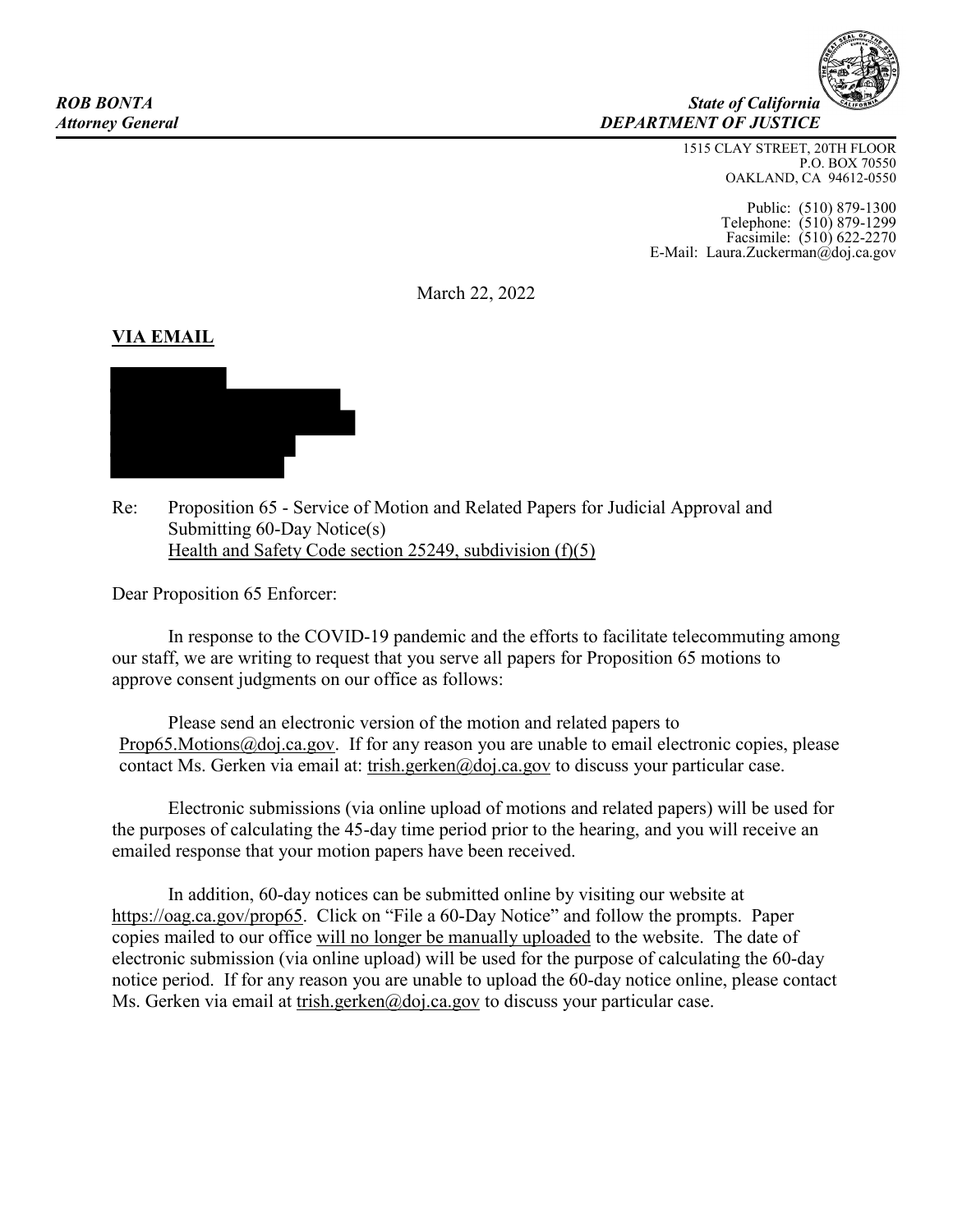***ROB BONTA***
***Attorney General***

***State of California***
***DEPARTMENT OF JUSTICE***

1515 CLAY STREET, 20TH FLOOR
P.O. BOX 70550
OAKLAND, CA 94612-0550

Public: (510) 879-1300
Telephone: (510) 879-1299
Facsimile: (510) 622-2270
E-Mail: Laura.Zuckerman@doj.ca.gov

March 22, 2022

**VIA EMAIL**

Re: Proposition 65 - Service of Motion and Related Papers for Judicial Approval and Submitting 60-Day Notice(s)
Health and Safety Code section 25249, subdivision (f)(5)

Dear Proposition 65 Enforcer:

In response to the COVID-19 pandemic and the efforts to facilitate telecommuting among our staff, we are writing to request that you serve all papers for Proposition 65 motions to approve consent judgments on our office as follows:

Please send an electronic version of the motion and related papers to Prop65.Motions@doj.ca.gov. If for any reason you are unable to email electronic copies, please contact Ms. Gerken via email at: trish.gerken@doj.ca.gov to discuss your particular case.

Electronic submissions (via online upload of motions and related papers) will be used for the purposes of calculating the 45-day time period prior to the hearing, and you will receive an emailed response that your motion papers have been received.

In addition, 60-day notices can be submitted online by visiting our website at https://oag.ca.gov/prop65. Click on "File a 60-Day Notice" and follow the prompts. Paper copies mailed to our office will no longer be manually uploaded to the website. The date of electronic submission (via online upload) will be used for the purpose of calculating the 60-day notice period. If for any reason you are unable to upload the 60-day notice online, please contact Ms. Gerken via email at trish.gerken@doj.ca.gov to discuss your particular case.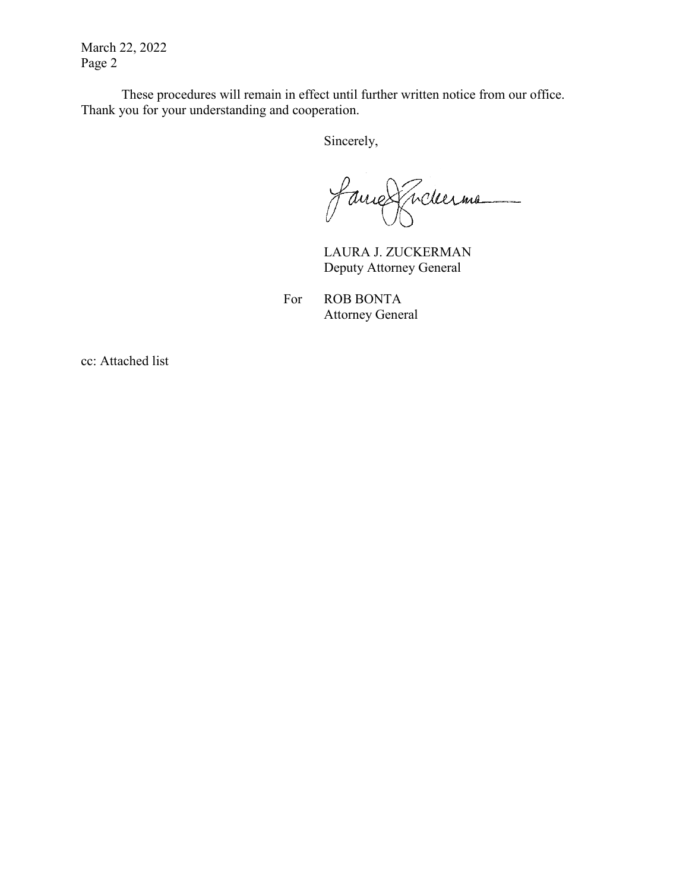These procedures will remain in effect until further written notice from our office. Thank you for your understanding and cooperation.

Sincerely,

LAURA J. ZUCKERMAN
Deputy Attorney General

For ROB BONTA
Attorney General

cc: Attached list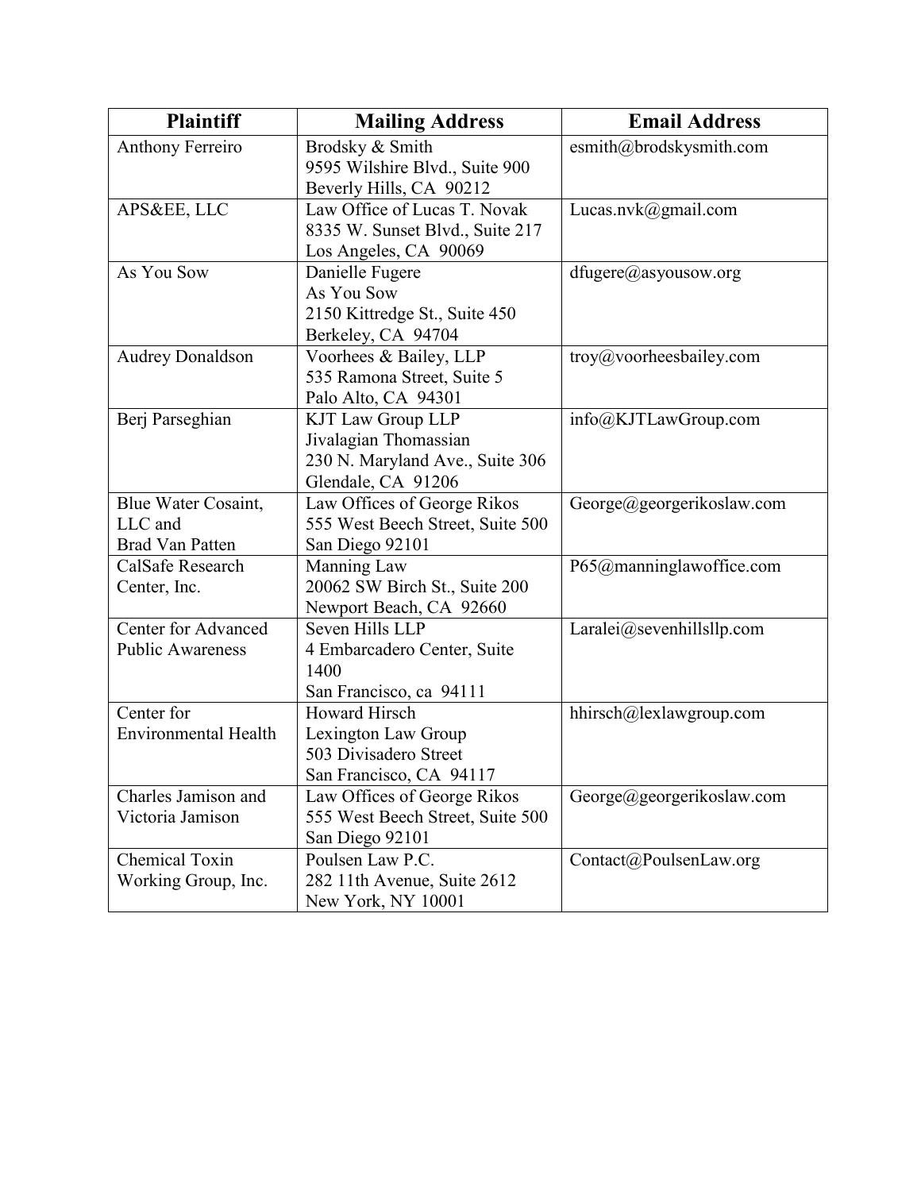| Plaintiff | Mailing Address | Email Address |
|---|---|---|
| Anthony Ferreiro | Brodsky & Smith<br>9595 Wilshire Blvd., Suite 900<br>Beverly Hills, CA 90212 | esmith@brodskysmith.com |
| APS&EE, LLC | Law Office of Lucas T. Novak<br>8335 W. Sunset Blvd., Suite 217<br>Los Angeles, CA 90069 | Lucas.nvk@gmail.com |
| As You Sow | Danielle Fugere<br>As You Sow<br>2150 Kittredge St., Suite 450<br>Berkeley, CA 94704 | dfugere@asyousow.org |
| Audrey Donaldson | Voorhees & Bailey, LLP<br>535 Ramona Street, Suite 5<br>Palo Alto, CA 94301 | troy@voorheesbailey.com |
| Berj Parseghian | KJT Law Group LLP<br>Jivalagian Thomassian<br>230 N. Maryland Ave., Suite 306<br>Glendale, CA 91206 | info@KJTLawGroup.com |
| Blue Water Cosaint, LLC and Brad Van Patten | Law Offices of George Rikos<br>555 West Beech Street, Suite 500<br>San Diego 92101 | George@georgerikoslaw.com |
| CalSafe Research Center, Inc. | Manning Law<br>20062 SW Birch St., Suite 200<br>Newport Beach, CA 92660 | P65@manninglawoffice.com |
| Center for Advanced Public Awareness | Seven Hills LLP<br>4 Embarcadero Center, Suite 1400<br>San Francisco, ca 94111 | Laralei@sevenhillsllp.com |
| Center for Environmental Health | Howard Hirsch<br>Lexington Law Group<br>503 Divisadero Street<br>San Francisco, CA 94117 | hhirsch@lexlawgroup.com |
| Charles Jamison and Victoria Jamison | Law Offices of George Rikos<br>555 West Beech Street, Suite 500<br>San Diego 92101 | George@georgerikoslaw.com |
| Chemical Toxin Working Group, Inc. | Poulsen Law P.C.<br>282 11th Avenue, Suite 2612<br>New York, NY 10001 | Contact@PoulsenLaw.org |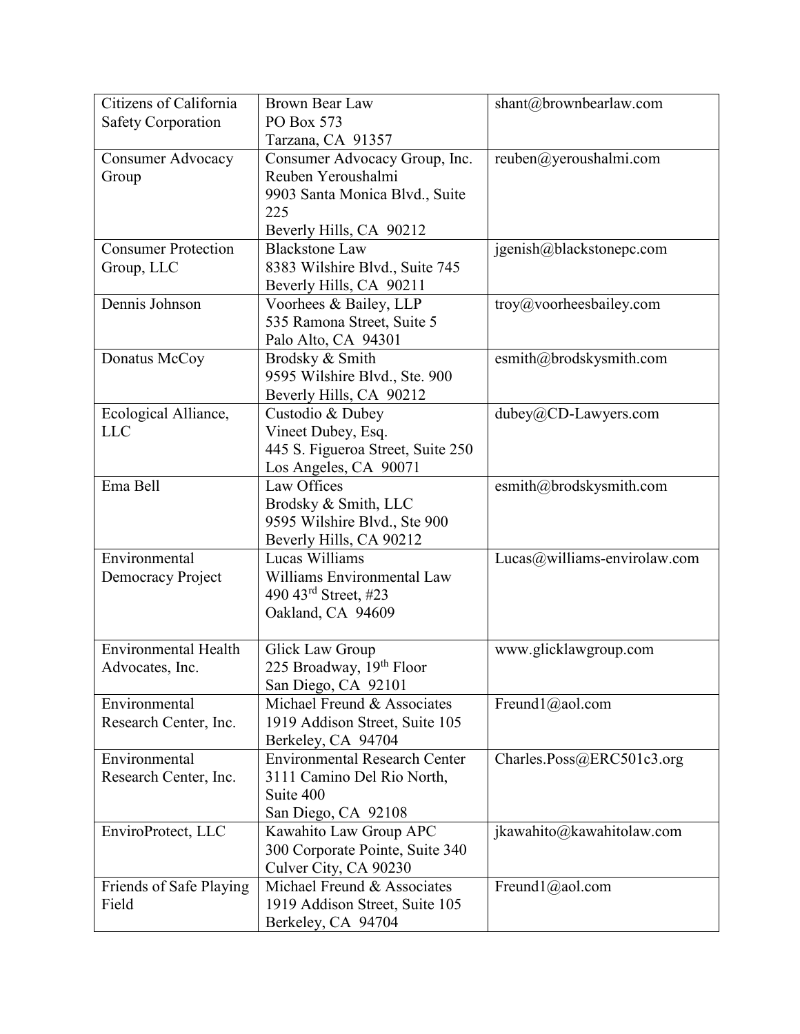| | | |
|---|---|---|
| Citizens of California Safety Corporation | Brown Bear Law<br>PO Box 573<br>Tarzana, CA 91357 | shant@brownbearlaw.com |
| Consumer Advocacy Group | Consumer Advocacy Group, Inc.<br>Reuben Yeroushalmi<br>9903 Santa Monica Blvd., Suite 225<br>Beverly Hills, CA 90212 | reuben@yeroushalmi.com |
| Consumer Protection Group, LLC | Blackstone Law<br>8383 Wilshire Blvd., Suite 745<br>Beverly Hills, CA 90211 | jgenish@blackstonepc.com |
| Dennis Johnson | Voorhees & Bailey, LLP<br>535 Ramona Street, Suite 5<br>Palo Alto, CA 94301 | troy@voorheesbailey.com |
| Donatus McCoy | Brodsky & Smith<br>9595 Wilshire Blvd., Ste. 900<br>Beverly Hills, CA 90212 | esmith@brodskysmith.com |
| Ecological Alliance, LLC | Custodio & Dubey<br>Vineet Dubey, Esq.<br>445 S. Figueroa Street, Suite 250<br>Los Angeles, CA 90071 | dubey@CD-Lawyers.com |
| Ema Bell | Law Offices<br>Brodsky & Smith, LLC<br>9595 Wilshire Blvd., Ste 900<br>Beverly Hills, CA 90212 | esmith@brodskysmith.com |
| Environmental Democracy Project | Lucas Williams<br>Williams Environmental Law<br>490 43rd Street, #23<br>Oakland, CA 94609 | Lucas@williams-envirolaw.com |
| Environmental Health Advocates, Inc. | Glick Law Group<br>225 Broadway, 19th Floor<br>San Diego, CA 92101 | www.glicklawgroup.com |
| Environmental Research Center, Inc. | Michael Freund & Associates<br>1919 Addison Street, Suite 105<br>Berkeley, CA 94704 | Freund1@aol.com |
| Environmental Research Center, Inc. | Environmental Research Center<br>3111 Camino Del Rio North, Suite 400<br>San Diego, CA 92108 | Charles.Poss@ERC501c3.org |
| EnviroProtect, LLC | Kawahito Law Group APC<br>300 Corporate Pointe, Suite 340<br>Culver City, CA 90230 | jkawahito@kawahitolaw.com |
| Friends of Safe Playing Field | Michael Freund & Associates<br>1919 Addison Street, Suite 105<br>Berkeley, CA 94704 | Freund1@aol.com |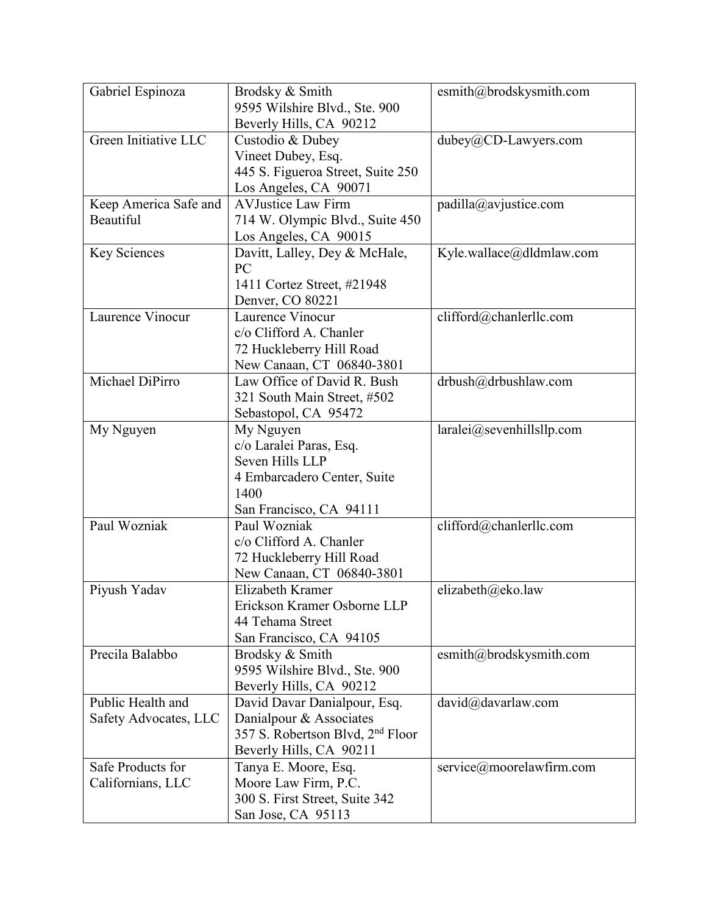| | | |
|---|---|---|
| Gabriel Espinoza | Brodsky & Smith<br>9595 Wilshire Blvd., Ste. 900<br>Beverly Hills, CA 90212 | esmith@brodskysmith.com |
| Green Initiative LLC | Custodio & Dubey<br>Vineet Dubey, Esq.<br>445 S. Figueroa Street, Suite 250<br>Los Angeles, CA 90071 | dubey@CD-Lawyers.com |
| Keep America Safe and Beautiful | AVJustice Law Firm<br>714 W. Olympic Blvd., Suite 450<br>Los Angeles, CA 90015 | padilla@avjustice.com |
| Key Sciences | Davitt, Lalley, Dey & McHale, PC<br>1411 Cortez Street, #21948<br>Denver, CO 80221 | Kyle.wallace@dldmlaw.com |
| Laurence Vinocur | Laurence Vinocur<br>c/o Clifford A. Chanler<br>72 Huckleberry Hill Road<br>New Canaan, CT 06840-3801 | clifford@chanlerllc.com |
| Michael DiPirro | Law Office of David R. Bush<br>321 South Main Street, #502<br>Sebastopol, CA 95472 | drbush@drbushlaw.com |
| My Nguyen | My Nguyen<br>c/o Laralei Paras, Esq.<br>Seven Hills LLP<br>4 Embarcadero Center, Suite 1400<br>San Francisco, CA 94111 | laralei@sevenhillsllp.com |
| Paul Wozniak | Paul Wozniak<br>c/o Clifford A. Chanler<br>72 Huckleberry Hill Road<br>New Canaan, CT 06840-3801 | clifford@chanlerllc.com |
| Piyush Yadav | Elizabeth Kramer<br>Erickson Kramer Osborne LLP<br>44 Tehama Street<br>San Francisco, CA 94105 | elizabeth@eko.law |
| Precila Balabbo | Brodsky & Smith<br>9595 Wilshire Blvd., Ste. 900<br>Beverly Hills, CA 90212 | esmith@brodskysmith.com |
| Public Health and Safety Advocates, LLC | David Davar Danialpour, Esq.<br>Danialpour & Associates<br>357 S. Robertson Blvd, 2nd Floor<br>Beverly Hills, CA 90211 | david@davarlaw.com |
| Safe Products for Californians, LLC | Tanya E. Moore, Esq.<br>Moore Law Firm, P.C.<br>300 S. First Street, Suite 342<br>San Jose, CA 95113 | service@moorelawfirm.com |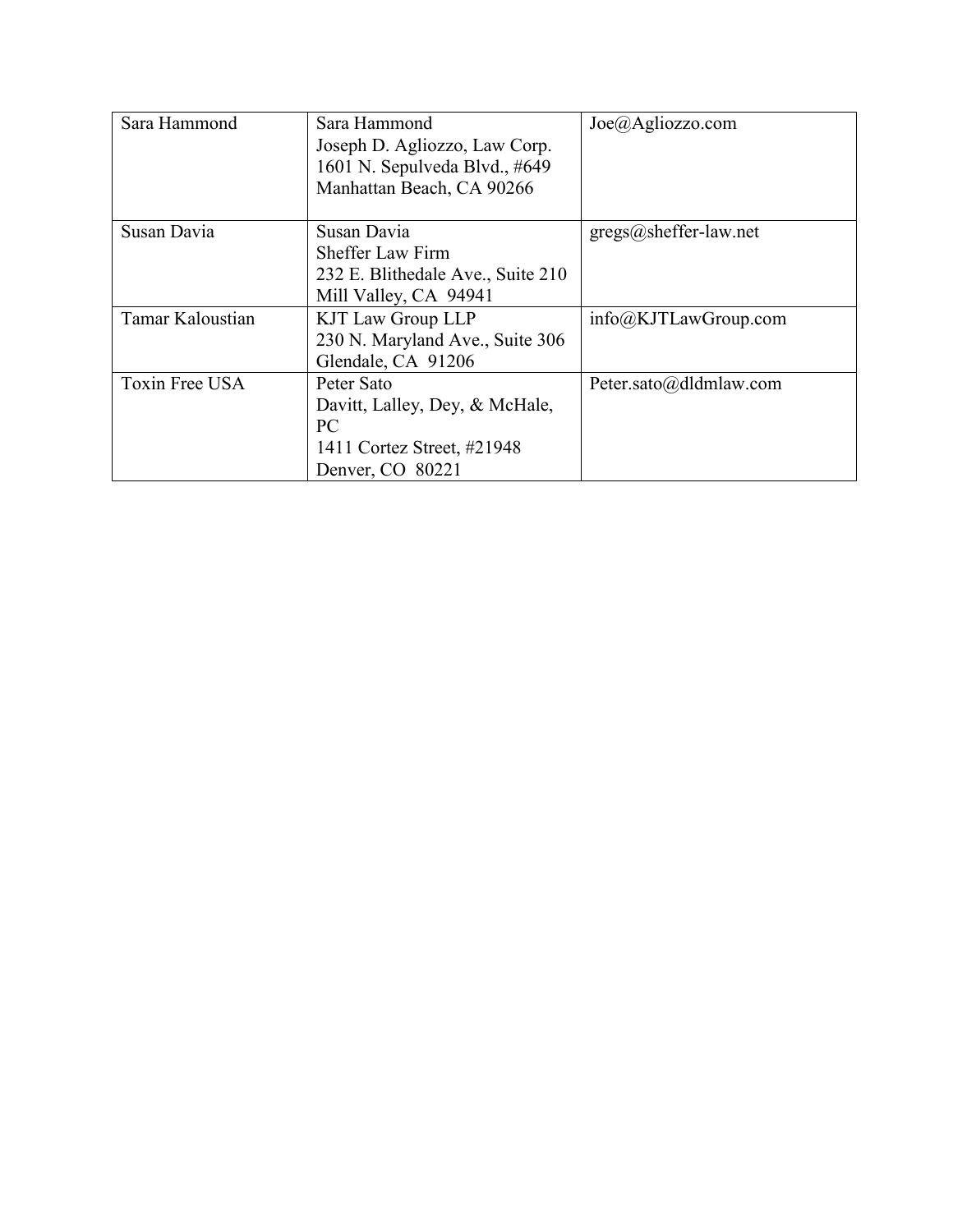| | | |
|---|---|---|
| Sara Hammond | Sara Hammond<br>Joseph D. Agliozzo, Law Corp.<br>1601 N. Sepulveda Blvd., #649<br>Manhattan Beach, CA 90266 | Joe@Agliozzo.com |
| Susan Davia | Susan Davia<br>Sheffer Law Firm<br>232 E. Blithedale Ave., Suite 210<br>Mill Valley, CA 94941 | gregs@sheffer-law.net |
| Tamar Kaloustian | KJT Law Group LLP<br>230 N. Maryland Ave., Suite 306<br>Glendale, CA 91206 | info@KJTLawGroup.com |
| Toxin Free USA | Peter Sato<br>Davitt, Lalley, Dey, & McHale, PC<br>1411 Cortez Street, #21948<br>Denver, CO 80221 | Peter.sato@dldmlaw.com |